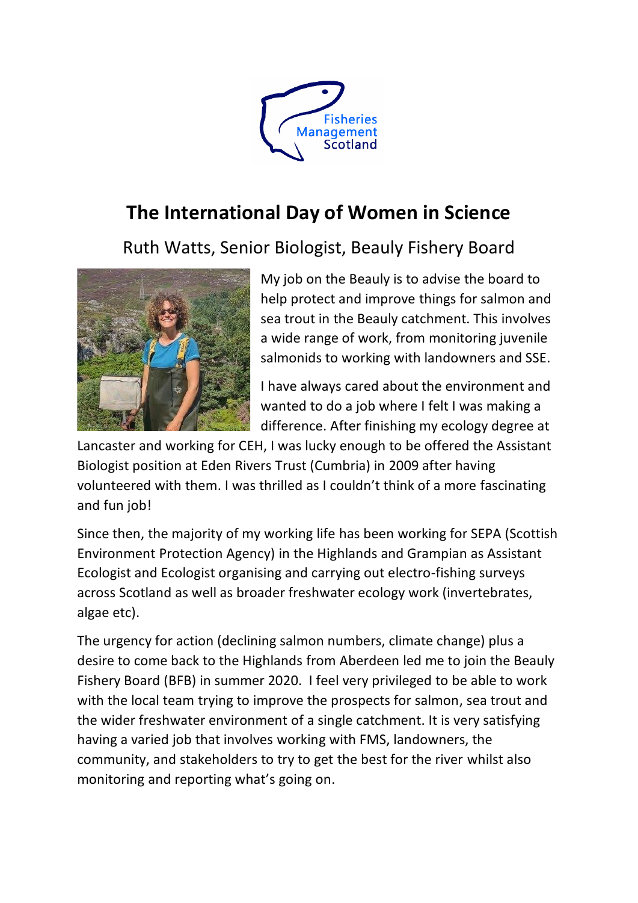Fisheries Management Scotland

# The International Day of Women in Science

## Ruth Watts, Senior Biologist, Beauly Fishery Board

My job on the Beauly is to advise the board to help protect and improve things for salmon and sea trout in the Beauly catchment. This involves a wide range of work, from monitoring juvenile salmonids to working with landowners and SSE.

I have always cared about the environment and wanted to do a job where I felt I was making a difference. After finishing my ecology degree at Lancaster and working for CEH, I was lucky enough to be offered the Assistant Biologist position at Eden Rivers Trust (Cumbria) in 2009 after having volunteered with them. I was thrilled as I couldn't think of a more fascinating and fun job!

Since then, the majority of my working life has been working for SEPA (Scottish Environment Protection Agency) in the Highlands and Grampian as Assistant Ecologist and Ecologist organising and carrying out electro-fishing surveys across Scotland as well as broader freshwater ecology work (invertebrates, algae etc).

The urgency for action (declining salmon numbers, climate change) plus a desire to come back to the Highlands from Aberdeen led me to join the Beauly Fishery Board (BFB) in summer 2020. I feel very privileged to be able to work with the local team trying to improve the prospects for salmon, sea trout and the wider freshwater environment of a single catchment. It is very satisfying having a varied job that involves working with FMS, landowners, the community, and stakeholders to try to get the best for the river whilst also monitoring and reporting what's going on.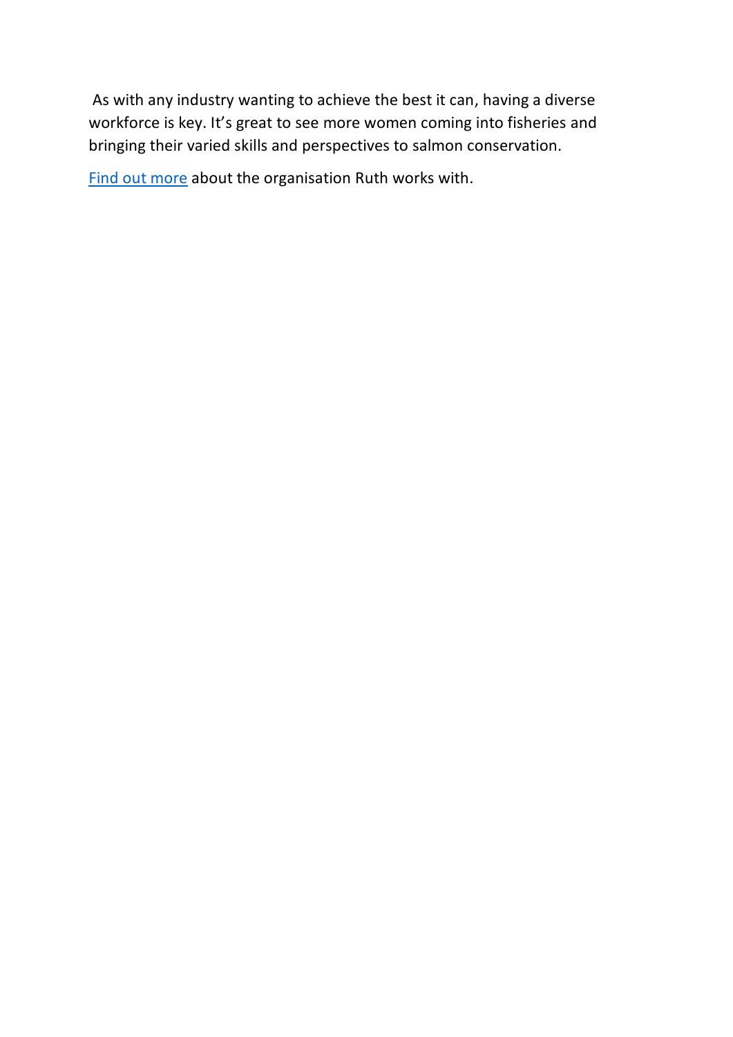As with any industry wanting to achieve the best it can, having a diverse workforce is key. It's great to see more women coming into fisheries and bringing their varied skills and perspectives to salmon conservation.

Find out more about the organisation Ruth works with.